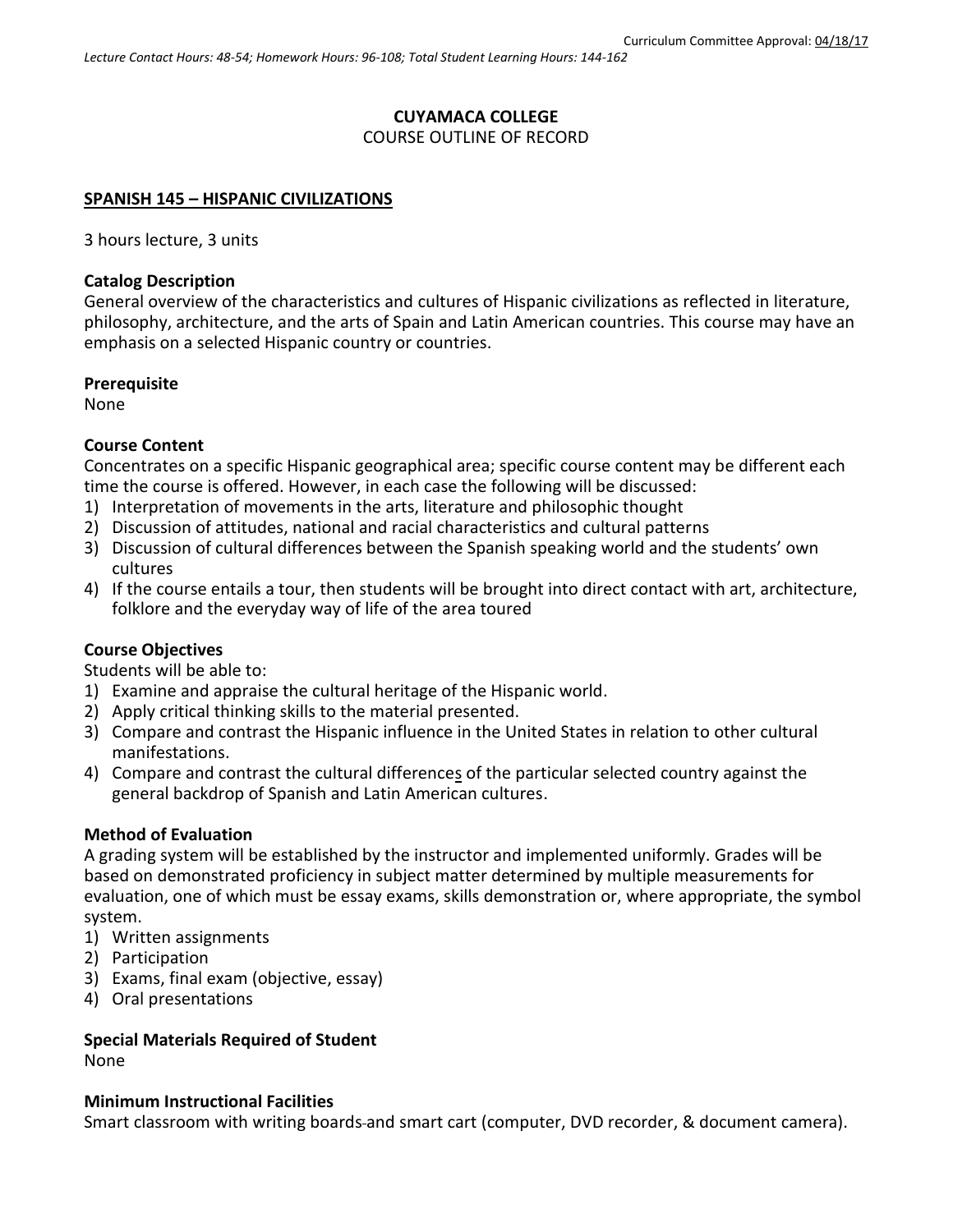Curriculum Committee Approval: 04/18/17

*Lecture Contact Hours: 48-54; Homework Hours: 96-108; Total Student Learning Hours: 144-162*

**CUYAMACA COLLEGE**
COURSE OUTLINE OF RECORD

**SPANISH 145 – HISPANIC CIVILIZATIONS**

3 hours lecture, 3 units

**Catalog Description**
General overview of the characteristics and cultures of Hispanic civilizations as reflected in literature, philosophy, architecture, and the arts of Spain and Latin American countries. This course may have an emphasis on a selected Hispanic country or countries.

**Prerequisite**
None

**Course Content**
Concentrates on a specific Hispanic geographical area; specific course content may be different each time the course is offered. However, in each case the following will be discussed:
1) Interpretation of movements in the arts, literature and philosophic thought
2) Discussion of attitudes, national and racial characteristics and cultural patterns
3) Discussion of cultural differences between the Spanish speaking world and the students' own cultures
4) If the course entails a tour, then students will be brought into direct contact with art, architecture, folklore and the everyday way of life of the area toured

**Course Objectives**
Students will be able to:
1) Examine and appraise the cultural heritage of the Hispanic world.
2) Apply critical thinking skills to the material presented.
3) Compare and contrast the Hispanic influence in the United States in relation to other cultural manifestations.
4) Compare and contrast the cultural differences of the particular selected country against the general backdrop of Spanish and Latin American cultures.

**Method of Evaluation**
A grading system will be established by the instructor and implemented uniformly. Grades will be based on demonstrated proficiency in subject matter determined by multiple measurements for evaluation, one of which must be essay exams, skills demonstration or, where appropriate, the symbol system.
1) Written assignments
2) Participation
3) Exams, final exam (objective, essay)
4) Oral presentations

**Special Materials Required of Student**
None

**Minimum Instructional Facilities**
Smart classroom with writing boards and smart cart (computer, DVD recorder, & document camera).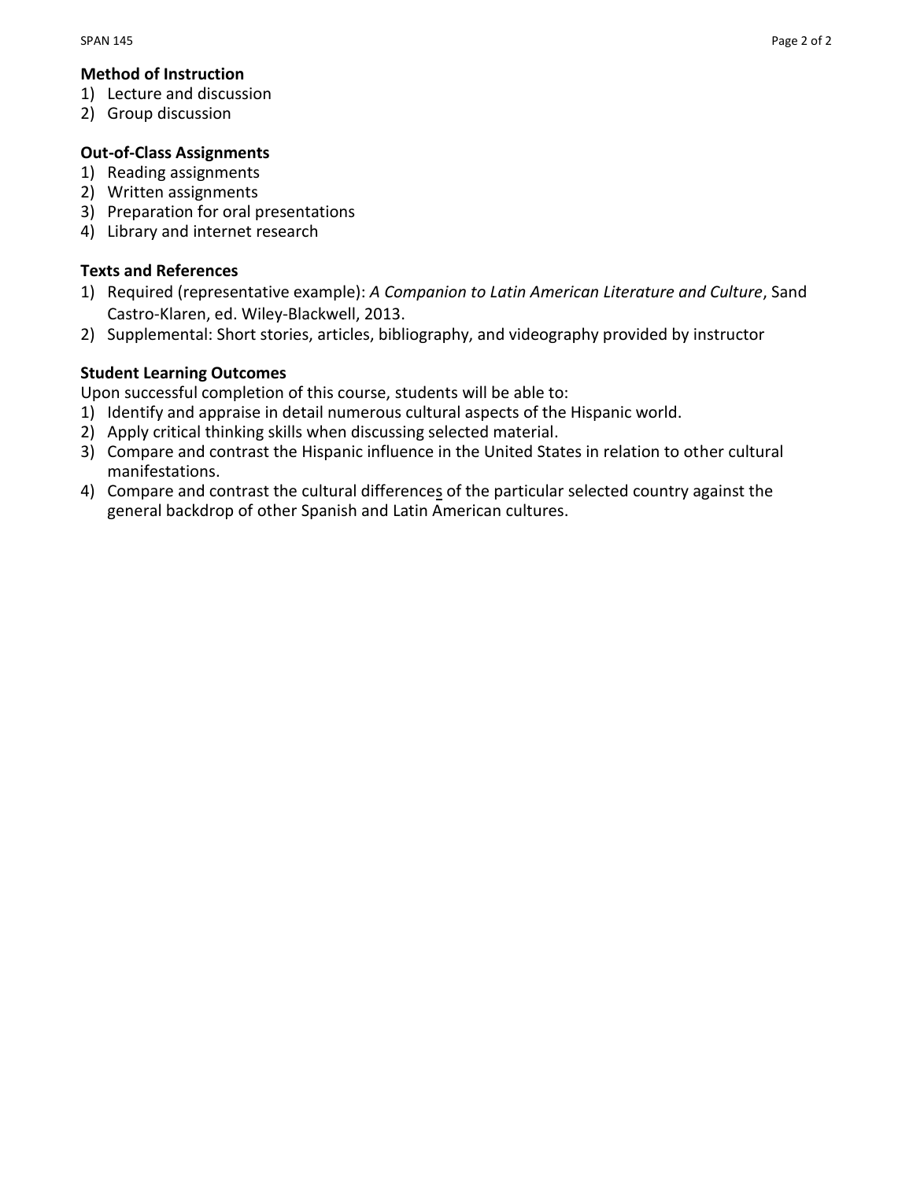**Method of Instruction**

1) Lecture and discussion
2) Group discussion

**Out-of-Class Assignments**

1) Reading assignments
2) Written assignments
3) Preparation for oral presentations
4) Library and internet research

**Texts and References**

1) Required (representative example): *A Companion to Latin American Literature and Culture*, Sand Castro-Klaren, ed. Wiley-Blackwell, 2013.
2) Supplemental: Short stories, articles, bibliography, and videography provided by instructor

**Student Learning Outcomes**

Upon successful completion of this course, students will be able to:

1) Identify and appraise in detail numerous cultural aspects of the Hispanic world.
2) Apply critical thinking skills when discussing selected material.
3) Compare and contrast the Hispanic influence in the United States in relation to other cultural manifestations.
4) Compare and contrast the cultural differences of the particular selected country against the general backdrop of other Spanish and Latin American cultures.